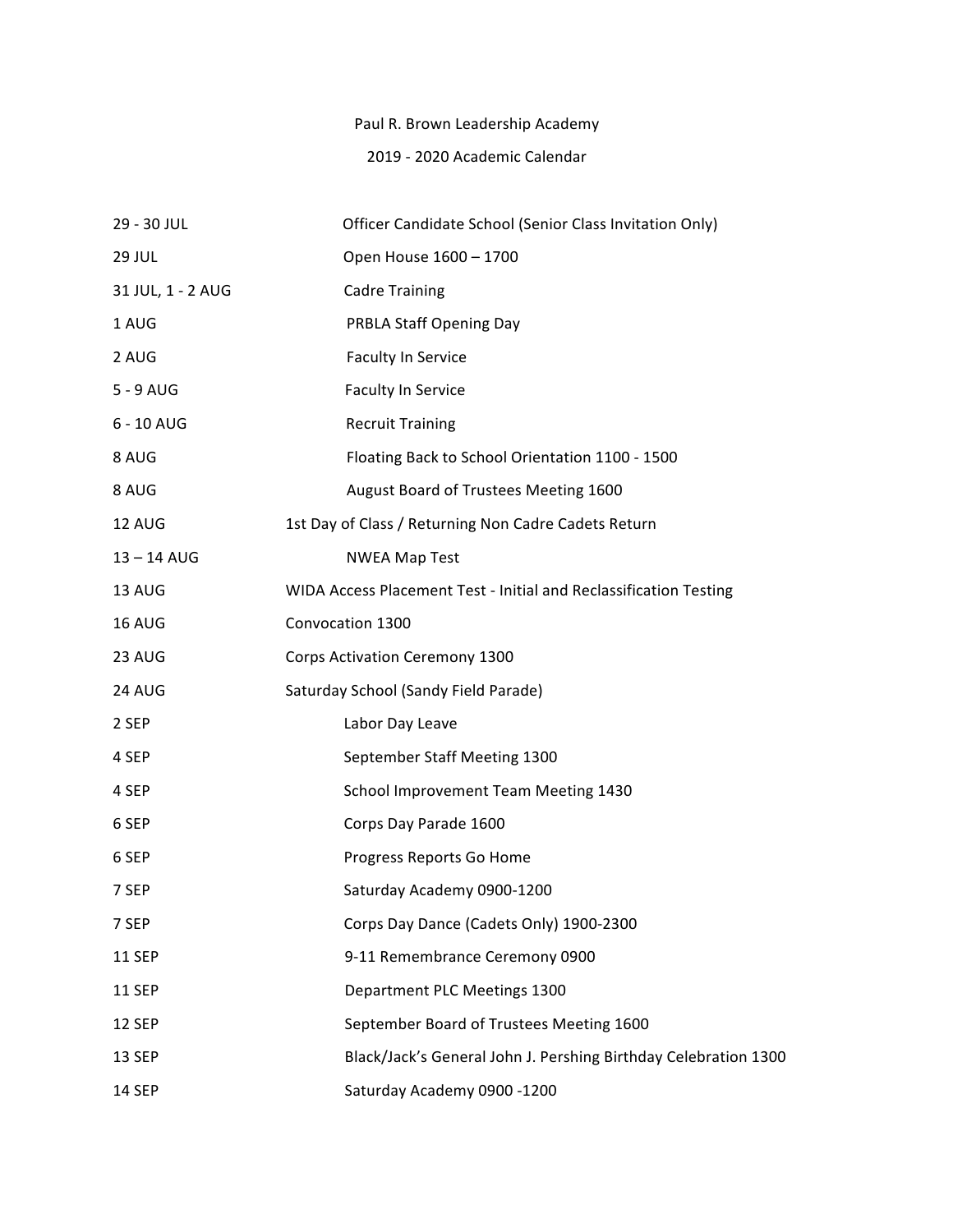# Paul R. Brown Leadership Academy

## 2019 - 2020 Academic Calendar

| | |
|---|---|
| 29 - 30 JUL | Officer Candidate School (Senior Class Invitation Only) |
| 29 JUL | Open House 1600 – 1700 |
| 31 JUL, 1 - 2 AUG | Cadre Training |
| 1 AUG | PRBLA Staff Opening Day |
| 2 AUG | Faculty In Service |
| 5 - 9 AUG | Faculty In Service |
| 6 - 10 AUG | Recruit Training |
| 8 AUG | Floating Back to School Orientation 1100 - 1500 |
| 8 AUG | August Board of Trustees Meeting 1600 |
| 12 AUG | 1st Day of Class / Returning Non Cadre Cadets Return |
| 13 – 14 AUG | NWEA Map Test |
| 13 AUG | WIDA Access Placement Test - Initial and Reclassification Testing |
| 16 AUG | Convocation 1300 |
| 23 AUG | Corps Activation Ceremony 1300 |
| 24 AUG | Saturday School (Sandy Field Parade) |
| 2 SEP | Labor Day Leave |
| 4 SEP | September Staff Meeting 1300 |
| 4 SEP | School Improvement Team Meeting 1430 |
| 6 SEP | Corps Day Parade 1600 |
| 6 SEP | Progress Reports Go Home |
| 7 SEP | Saturday Academy 0900-1200 |
| 7 SEP | Corps Day Dance (Cadets Only) 1900-2300 |
| 11 SEP | 9-11 Remembrance Ceremony 0900 |
| 11 SEP | Department PLC Meetings 1300 |
| 12 SEP | September Board of Trustees Meeting 1600 |
| 13 SEP | Black/Jack's General John J. Pershing Birthday Celebration 1300 |
| 14 SEP | Saturday Academy 0900 -1200 |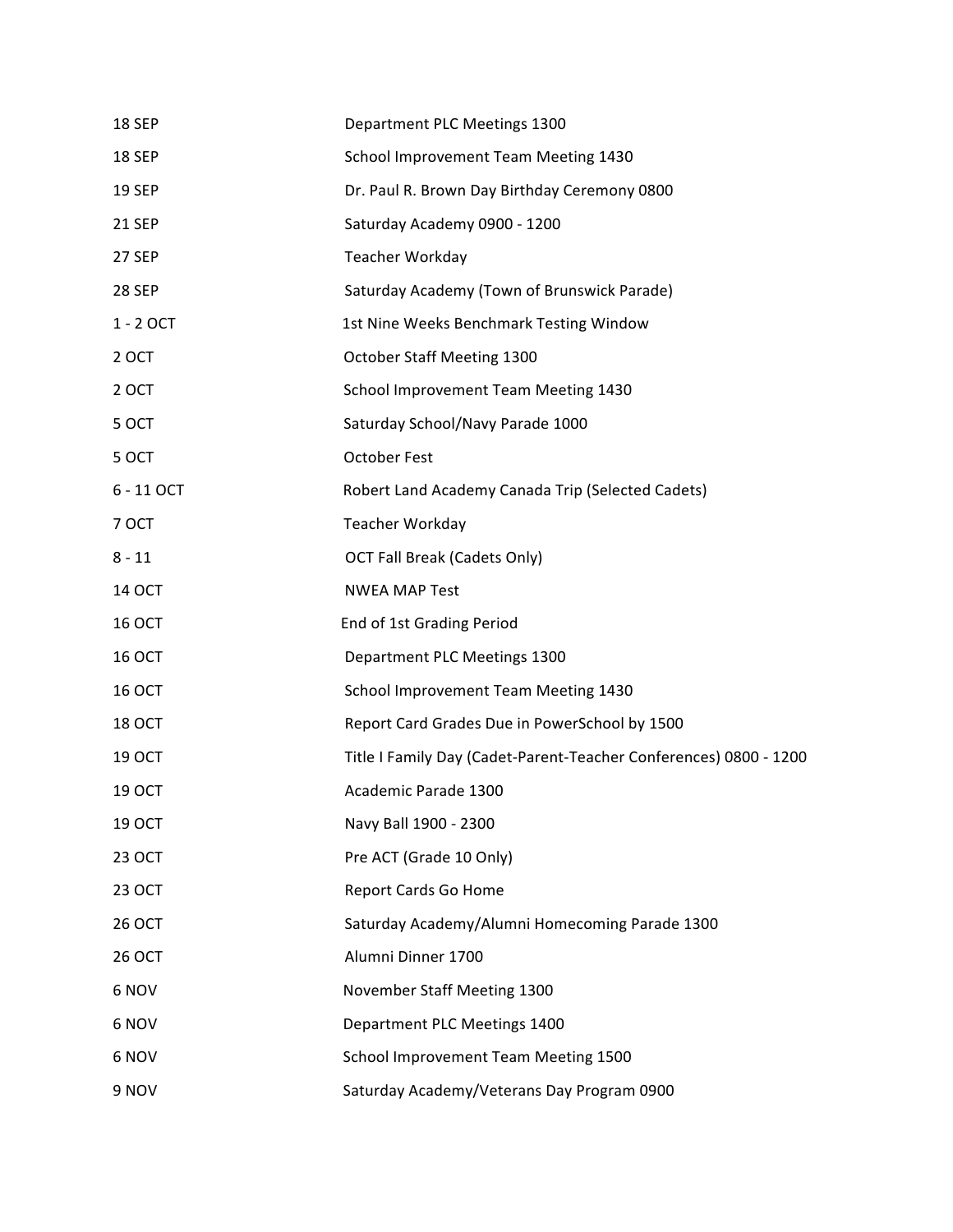| | |
|---|---|
| 18 SEP | Department PLC Meetings 1300 |
| 18 SEP | School Improvement Team Meeting 1430 |
| 19 SEP | Dr. Paul R. Brown Day Birthday Ceremony 0800 |
| 21 SEP | Saturday Academy 0900 - 1200 |
| 27 SEP | Teacher Workday |
| 28 SEP | Saturday Academy (Town of Brunswick Parade) |
| 1 - 2 OCT | 1st Nine Weeks Benchmark Testing Window |
| 2 OCT | October Staff Meeting 1300 |
| 2 OCT | School Improvement Team Meeting 1430 |
| 5 OCT | Saturday School/Navy Parade 1000 |
| 5 OCT | October Fest |
| 6 - 11 OCT | Robert Land Academy Canada Trip (Selected Cadets) |
| 7 OCT | Teacher Workday |
| 8 - 11 | OCT Fall Break (Cadets Only) |
| 14 OCT | NWEA MAP Test |
| 16 OCT | End of 1st Grading Period |
| 16 OCT | Department PLC Meetings 1300 |
| 16 OCT | School Improvement Team Meeting 1430 |
| 18 OCT | Report Card Grades Due in PowerSchool by 1500 |
| 19 OCT | Title I Family Day (Cadet-Parent-Teacher Conferences) 0800 - 1200 |
| 19 OCT | Academic Parade 1300 |
| 19 OCT | Navy Ball 1900 - 2300 |
| 23 OCT | Pre ACT (Grade 10 Only) |
| 23 OCT | Report Cards Go Home |
| 26 OCT | Saturday Academy/Alumni Homecoming Parade 1300 |
| 26 OCT | Alumni Dinner 1700 |
| 6 NOV | November Staff Meeting 1300 |
| 6 NOV | Department PLC Meetings 1400 |
| 6 NOV | School Improvement Team Meeting 1500 |
| 9 NOV | Saturday Academy/Veterans Day Program 0900 |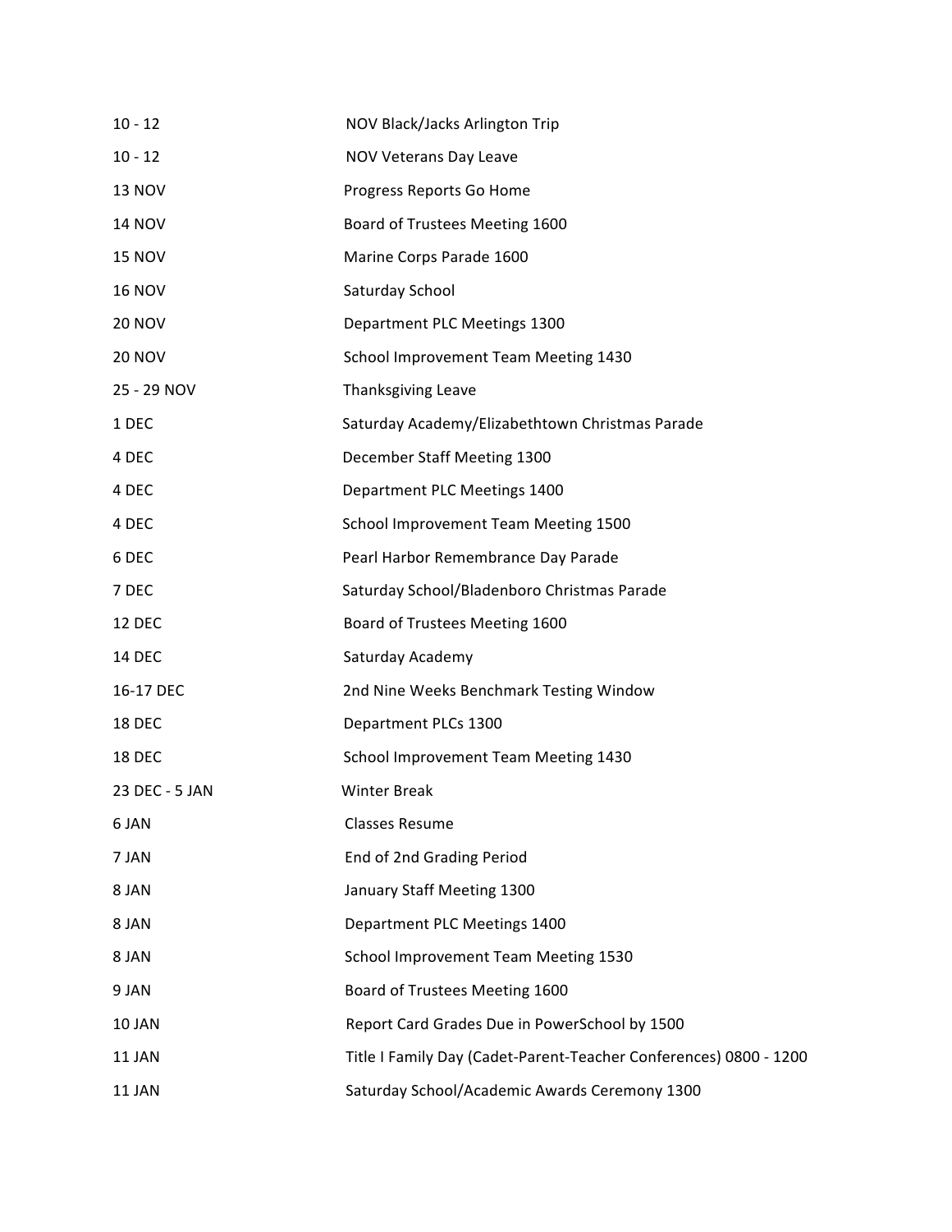| | |
|---|---|
| 10 - 12 | NOV Black/Jacks Arlington Trip |
| 10 - 12 | NOV Veterans Day Leave |
| 13 NOV | Progress Reports Go Home |
| 14 NOV | Board of Trustees Meeting 1600 |
| 15 NOV | Marine Corps Parade 1600 |
| 16 NOV | Saturday School |
| 20 NOV | Department PLC Meetings 1300 |
| 20 NOV | School Improvement Team Meeting 1430 |
| 25 - 29 NOV | Thanksgiving Leave |
| 1 DEC | Saturday Academy/Elizabethtown Christmas Parade |
| 4 DEC | December Staff Meeting 1300 |
| 4 DEC | Department PLC Meetings 1400 |
| 4 DEC | School Improvement Team Meeting 1500 |
| 6 DEC | Pearl Harbor Remembrance Day Parade |
| 7 DEC | Saturday School/Bladenboro Christmas Parade |
| 12 DEC | Board of Trustees Meeting 1600 |
| 14 DEC | Saturday Academy |
| 16-17 DEC | 2nd Nine Weeks Benchmark Testing Window |
| 18 DEC | Department PLCs 1300 |
| 18 DEC | School Improvement Team Meeting 1430 |
| 23 DEC - 5 JAN | Winter Break |
| 6 JAN | Classes Resume |
| 7 JAN | End of 2nd Grading Period |
| 8 JAN | January Staff Meeting 1300 |
| 8 JAN | Department PLC Meetings 1400 |
| 8 JAN | School Improvement Team Meeting 1530 |
| 9 JAN | Board of Trustees Meeting 1600 |
| 10 JAN | Report Card Grades Due in PowerSchool by 1500 |
| 11 JAN | Title I Family Day (Cadet-Parent-Teacher Conferences) 0800 - 1200 |
| 11 JAN | Saturday School/Academic Awards Ceremony 1300 |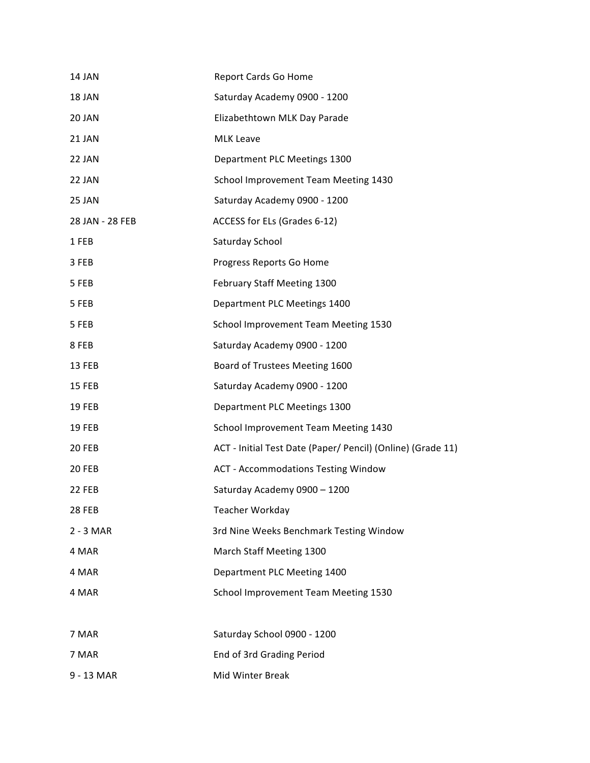| | |
|---|---|
| 14 JAN | Report Cards Go Home |
| 18 JAN | Saturday Academy 0900 - 1200 |
| 20 JAN | Elizabethtown MLK Day Parade |
| 21 JAN | MLK Leave |
| 22 JAN | Department PLC Meetings 1300 |
| 22 JAN | School Improvement Team Meeting 1430 |
| 25 JAN | Saturday Academy 0900 - 1200 |
| 28 JAN - 28 FEB | ACCESS for ELs (Grades 6-12) |
| 1 FEB | Saturday School |
| 3 FEB | Progress Reports Go Home |
| 5 FEB | February Staff Meeting 1300 |
| 5 FEB | Department PLC Meetings 1400 |
| 5 FEB | School Improvement Team Meeting 1530 |
| 8 FEB | Saturday Academy 0900 - 1200 |
| 13 FEB | Board of Trustees Meeting 1600 |
| 15 FEB | Saturday Academy 0900 - 1200 |
| 19 FEB | Department PLC Meetings 1300 |
| 19 FEB | School Improvement Team Meeting 1430 |
| 20 FEB | ACT - Initial Test Date (Paper/ Pencil) (Online) (Grade 11) |
| 20 FEB | ACT - Accommodations Testing Window |
| 22 FEB | Saturday Academy 0900 – 1200 |
| 28 FEB | Teacher Workday |
| 2 - 3 MAR | 3rd Nine Weeks Benchmark Testing Window |
| 4 MAR | March Staff Meeting 1300 |
| 4 MAR | Department PLC Meeting 1400 |
| 4 MAR | School Improvement Team Meeting 1530 |
| 7 MAR | Saturday School 0900 - 1200 |
| 7 MAR | End of 3rd Grading Period |
| 9 - 13 MAR | Mid Winter Break |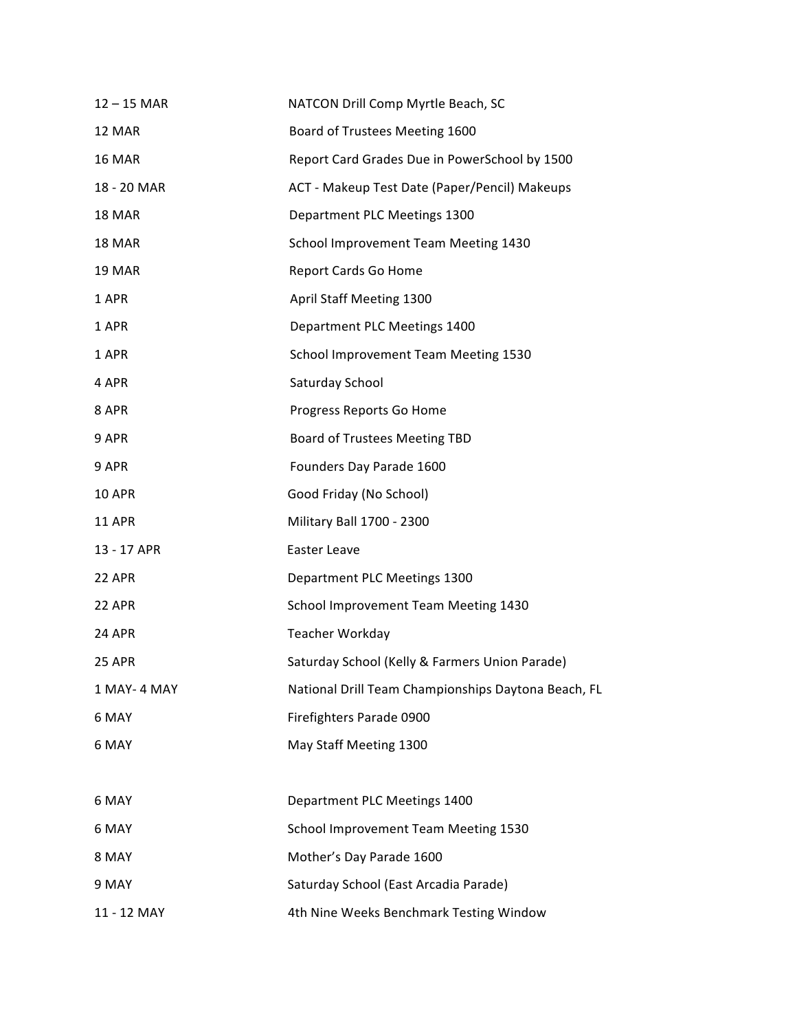| | |
|---|---|
| 12 – 15 MAR | NATCON Drill Comp Myrtle Beach, SC |
| 12 MAR | Board of Trustees Meeting 1600 |
| 16 MAR | Report Card Grades Due in PowerSchool by 1500 |
| 18 - 20 MAR | ACT - Makeup Test Date (Paper/Pencil) Makeups |
| 18 MAR | Department PLC Meetings 1300 |
| 18 MAR | School Improvement Team Meeting 1430 |
| 19 MAR | Report Cards Go Home |
| 1 APR | April Staff Meeting 1300 |
| 1 APR | Department PLC Meetings 1400 |
| 1 APR | School Improvement Team Meeting 1530 |
| 4 APR | Saturday School |
| 8 APR | Progress Reports Go Home |
| 9 APR | Board of Trustees Meeting TBD |
| 9 APR | Founders Day Parade 1600 |
| 10 APR | Good Friday (No School) |
| 11 APR | Military Ball 1700 - 2300 |
| 13 - 17 APR | Easter Leave |
| 22 APR | Department PLC Meetings 1300 |
| 22 APR | School Improvement Team Meeting 1430 |
| 24 APR | Teacher Workday |
| 25 APR | Saturday School (Kelly & Farmers Union Parade) |
| 1 MAY- 4 MAY | National Drill Team Championships Daytona Beach, FL |
| 6 MAY | Firefighters Parade 0900 |
| 6 MAY | May Staff Meeting 1300 |
| 6 MAY | Department PLC Meetings 1400 |
| 6 MAY | School Improvement Team Meeting 1530 |
| 8 MAY | Mother's Day Parade 1600 |
| 9 MAY | Saturday School (East Arcadia Parade) |
| 11 - 12 MAY | 4th Nine Weeks Benchmark Testing Window |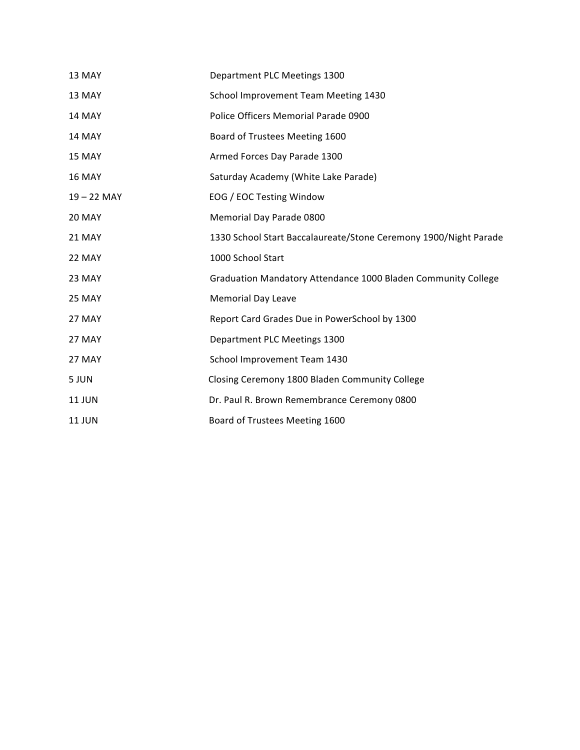| | |
|---|---|
| 13 MAY | Department PLC Meetings 1300 |
| 13 MAY | School Improvement Team Meeting 1430 |
| 14 MAY | Police Officers Memorial Parade 0900 |
| 14 MAY | Board of Trustees Meeting 1600 |
| 15 MAY | Armed Forces Day Parade 1300 |
| 16 MAY | Saturday Academy (White Lake Parade) |
| 19 – 22 MAY | EOG / EOC Testing Window |
| 20 MAY | Memorial Day Parade 0800 |
| 21 MAY | 1330 School Start Baccalaureate/Stone Ceremony 1900/Night Parade |
| 22 MAY | 1000 School Start |
| 23 MAY | Graduation Mandatory Attendance 1000 Bladen Community College |
| 25 MAY | Memorial Day Leave |
| 27 MAY | Report Card Grades Due in PowerSchool by 1300 |
| 27 MAY | Department PLC Meetings 1300 |
| 27 MAY | School Improvement Team 1430 |
| 5 JUN | Closing Ceremony 1800 Bladen Community College |
| 11 JUN | Dr. Paul R. Brown Remembrance Ceremony 0800 |
| 11 JUN | Board of Trustees Meeting 1600 |